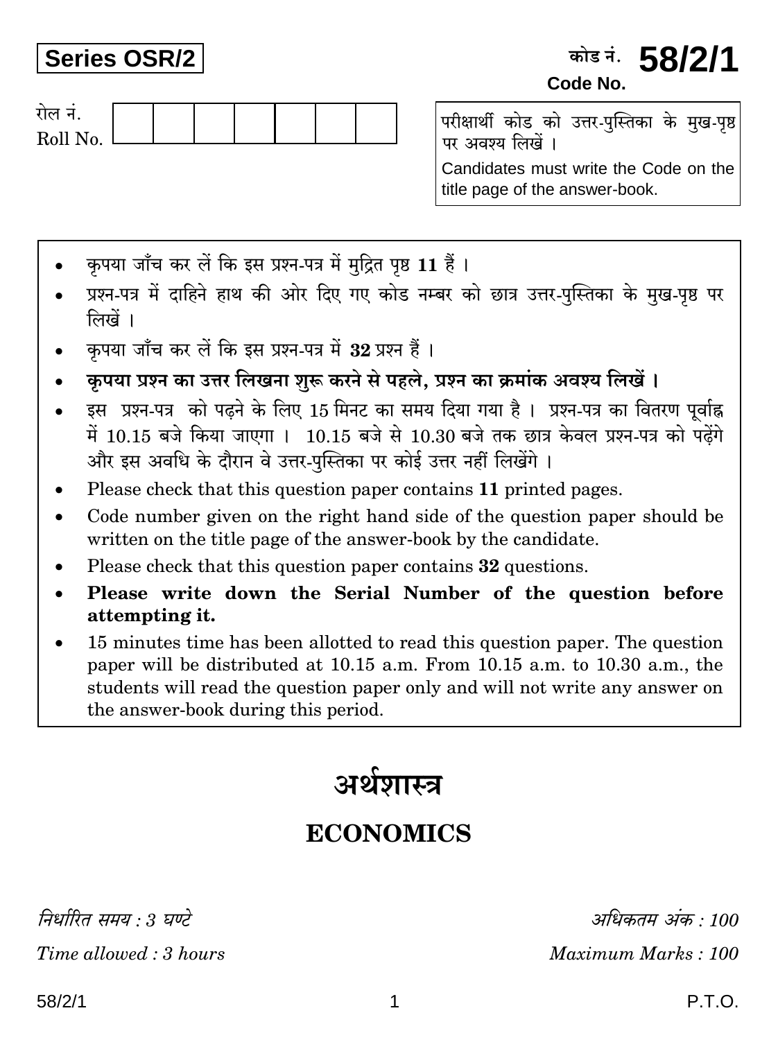**Series OSR/2**

कोड नं. **58/2/1**
**Code No.**

रोल नं.
Roll No.

| | | | | | | |
|---|---|---|---|---|---|---|
| | | | | | | |

परीक्षार्थी कोड को उत्तर-पुस्तिका के मुख-पृष्ठ पर अवश्य लिखें ।

Candidates must write the Code on the title page of the answer-book.

- कृपया जाँच कर लें कि इस प्रश्न-पत्र में मुद्रित पृष्ठ **11** हैं ।
- प्रश्न-पत्र में दाहिने हाथ की ओर दिए गए कोड नम्बर को छात्र उत्तर-पुस्तिका के मुख-पृष्ठ पर लिखें ।
- कृपया जाँच कर लें कि इस प्रश्न-पत्र में **32** प्रश्न हैं ।
- **कृपया प्रश्न का उत्तर लिखना शुरू करने से पहले, प्रश्न का क्रमांक अवश्य लिखें ।**
- इस प्रश्न-पत्र को पढ़ने के लिए 15 मिनट का समय दिया गया है । प्रश्न-पत्र का वितरण पूर्वाह्न में 10.15 बजे किया जाएगा । 10.15 बजे से 10.30 बजे तक छात्र केवल प्रश्न-पत्र को पढ़ेंगे और इस अवधि के दौरान वे उत्तर-पुस्तिका पर कोई उत्तर नहीं लिखेंगे ।
- Please check that this question paper contains **11** printed pages.
- Code number given on the right hand side of the question paper should be written on the title page of the answer-book by the candidate.
- Please check that this question paper contains **32** questions.
- **Please write down the Serial Number of the question before attempting it.**
- 15 minutes time has been allotted to read this question paper. The question paper will be distributed at 10.15 a.m. From 10.15 a.m. to 10.30 a.m., the students will read the question paper only and will not write any answer on the answer-book during this period.

# अर्थशास्त्र

# ECONOMICS

*निर्धारित समय : 3 घण्टे* | *अधिकतम अंक : 100*

*Time allowed : 3 hours* | *Maximum Marks : 100*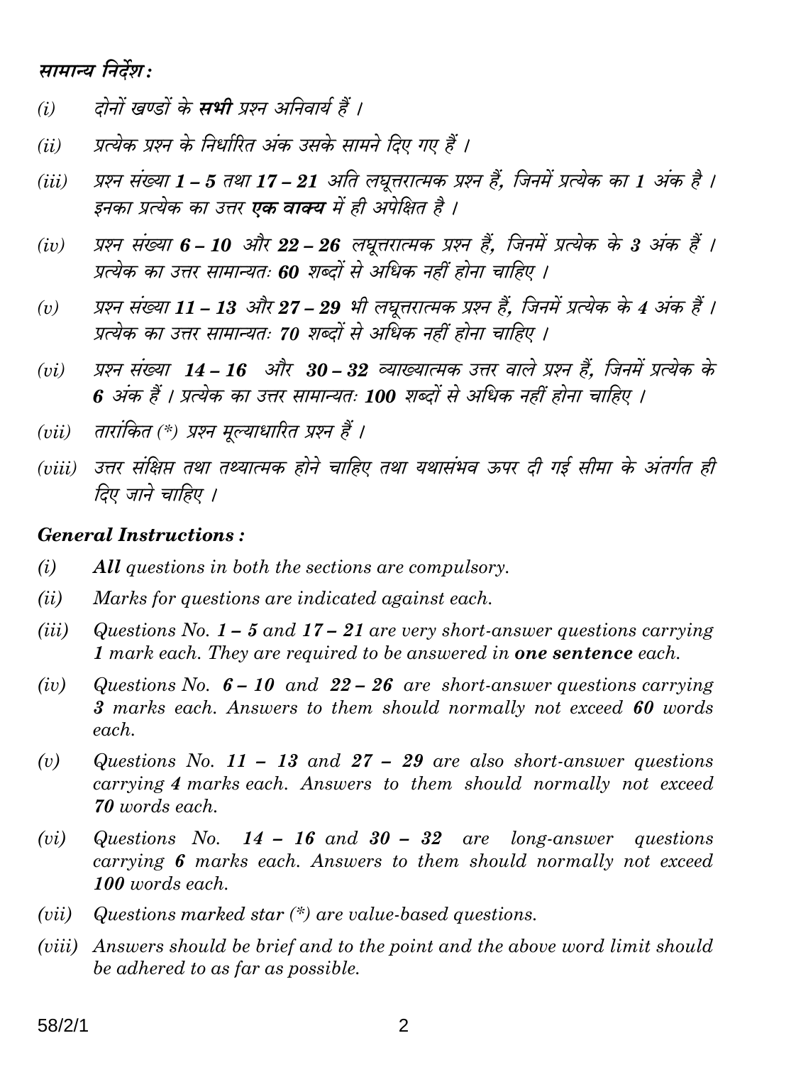### सामान्य निर्देश :

*(i)* दोनों खण्डों के **सभी** प्रश्न अनिवार्य हैं ।

*(ii)* प्रत्येक प्रश्न के निर्धारित अंक उसके सामने दिए गए हैं ।

*(iii)* प्रश्न संख्या **1 – 5** तथा **17 – 21** अति लघूत्तरात्मक प्रश्न हैं, जिनमें प्रत्येक का **1** अंक है । इनका प्रत्येक का उत्तर **एक वाक्य** में ही अपेक्षित है ।

*(iv)* प्रश्न संख्या **6 – 10** और **22 – 26** लघूत्तरात्मक प्रश्न हैं, जिनमें प्रत्येक के **3** अंक हैं । प्रत्येक का उत्तर सामान्यतः **60** शब्दों से अधिक नहीं होना चाहिए ।

*(v)* प्रश्न संख्या **11 – 13** और **27 – 29** भी लघूत्तरात्मक प्रश्न हैं, जिनमें प्रत्येक के **4** अंक हैं । प्रत्येक का उत्तर सामान्यतः **70** शब्दों से अधिक नहीं होना चाहिए ।

*(vi)* प्रश्न संख्या **14 – 16** और **30 – 32** व्याख्यात्मक उत्तर वाले प्रश्न हैं, जिनमें प्रत्येक के **6** अंक हैं । प्रत्येक का उत्तर सामान्यतः **100** शब्दों से अधिक नहीं होना चाहिए ।

*(vii)* तारांकित (*) प्रश्न मूल्याधारित प्रश्न हैं ।

*(viii)* उत्तर संक्षिप्त तथा तथ्यात्मक होने चाहिए तथा यथासंभव ऊपर दी गई सीमा के अंतर्गत ही दिए जाने चाहिए ।

### General Instructions :

*(i)* **All** questions in both the sections are compulsory.

*(ii)* Marks for questions are indicated against each.

*(iii)* Questions No. **1 – 5** and **17 – 21** are very short-answer questions carrying **1** mark each. They are required to be answered in **one sentence** each.

*(iv)* Questions No. **6 – 10** and **22 – 26** are short-answer questions carrying **3** marks each. Answers to them should normally not exceed **60** words each.

*(v)* Questions No. **11 – 13** and **27 – 29** are also short-answer questions carrying **4** marks each. Answers to them should normally not exceed **70** words each.

*(vi)* Questions No. **14 – 16** and **30 – 32** are long-answer questions carrying **6** marks each. Answers to them should normally not exceed **100** words each.

*(vii)* Questions marked star (*) are value-based questions.

*(viii)* Answers should be brief and to the point and the above word limit should be adhered to as far as possible.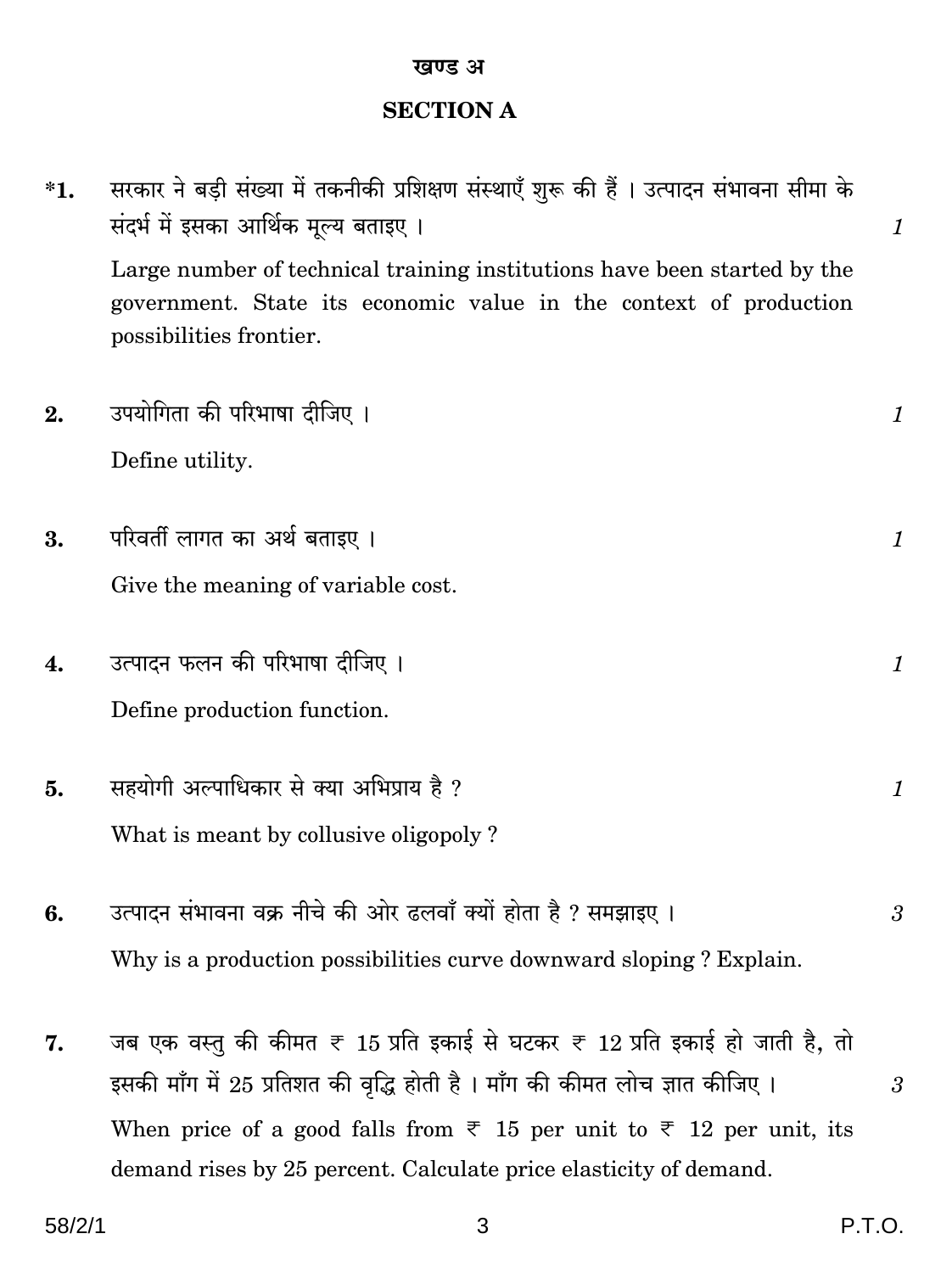## खण्ड अ

## SECTION A

*1. सरकार ने बड़ी संख्या में तकनीकी प्रशिक्षण संस्थाएँ शुरू की हैं । उत्पादन संभावना सीमा के संदर्भ में इसका आर्थिक मूल्य बताइए । *1*

Large number of technical training institutions have been started by the government. State its economic value in the context of production possibilities frontier.

2. उपयोगिता की परिभाषा दीजिए । *1*

Define utility.

3. परिवर्ती लागत का अर्थ बताइए । *1*

Give the meaning of variable cost.

4. उत्पादन फलन की परिभाषा दीजिए । *1*

Define production function.

5. सहयोगी अल्पाधिकार से क्या अभिप्राय है ? *1*

What is meant by collusive oligopoly ?

6. उत्पादन संभावना वक्र नीचे की ओर ढलवाँ क्यों होता है ? समझाइए । *3*

Why is a production possibilities curve downward sloping ? Explain.

7. जब एक वस्तु की कीमत ₹ 15 प्रति इकाई से घटकर ₹ 12 प्रति इकाई हो जाती है, तो इसकी माँग में 25 प्रतिशत की वृद्धि होती है । माँग की कीमत लोच ज्ञात कीजिए । *3*

When price of a good falls from ₹ 15 per unit to ₹ 12 per unit, its demand rises by 25 percent. Calculate price elasticity of demand.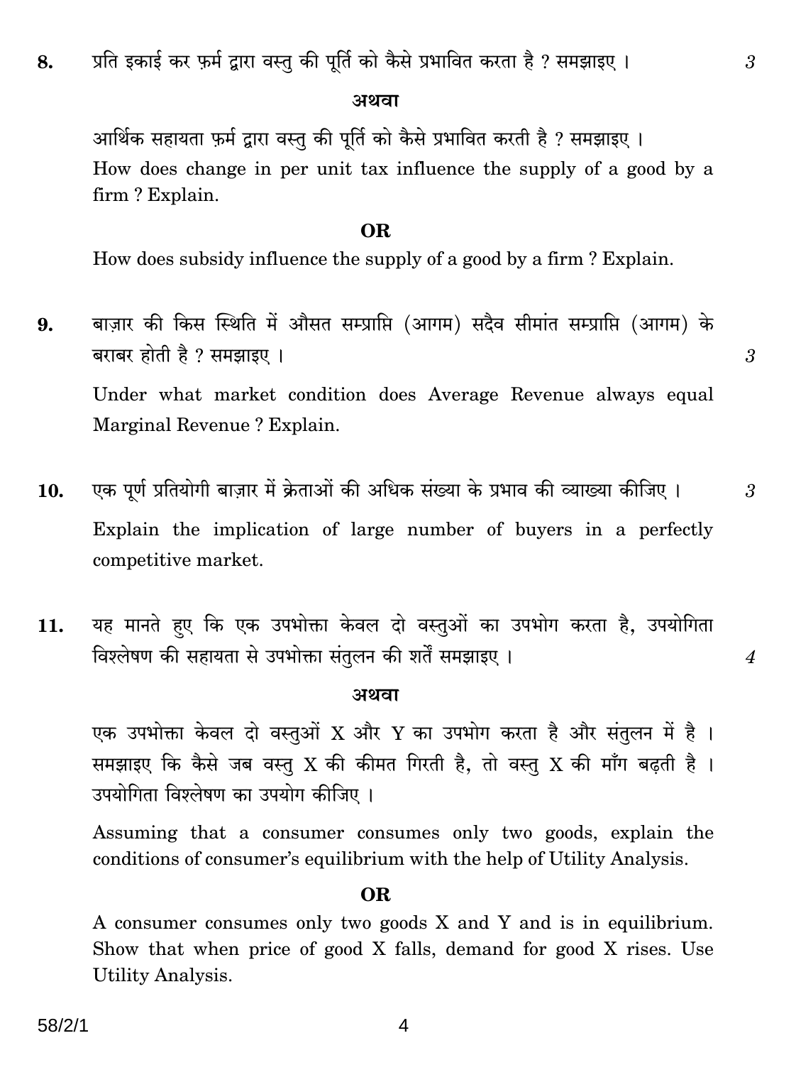**8.** प्रति इकाई कर फ़र्म द्वारा वस्तु की पूर्ति को कैसे प्रभावित करता है ? समझाइए । 3

**अथवा**

आर्थिक सहायता फ़र्म द्वारा वस्तु की पूर्ति को कैसे प्रभावित करती है ? समझाइए ।

How does change in per unit tax influence the supply of a good by a firm ? Explain.

**OR**

How does subsidy influence the supply of a good by a firm ? Explain.

**9.** बाज़ार की किस स्थिति में औसत सम्प्राप्ति (आगम) सदैव सीमांत सम्प्राप्ति (आगम) के बराबर होती है ? समझाइए । 3

Under what market condition does Average Revenue always equal Marginal Revenue ? Explain.

**10.** एक पूर्ण प्रतियोगी बाज़ार में क्रेताओं की अधिक संख्या के प्रभाव की व्याख्या कीजिए । 3

Explain the implication of large number of buyers in a perfectly competitive market.

**11.** यह मानते हुए कि एक उपभोक्ता केवल दो वस्तुओं का उपभोग करता है, उपयोगिता विश्लेषण की सहायता से उपभोक्ता संतुलन की शर्तें समझाइए । 4

**अथवा**

एक उपभोक्ता केवल दो वस्तुओं X और Y का उपभोग करता है और संतुलन में है । समझाइए कि कैसे जब वस्तु X की कीमत गिरती है, तो वस्तु X की माँग बढ़ती है । उपयोगिता विश्लेषण का उपयोग कीजिए ।

Assuming that a consumer consumes only two goods, explain the conditions of consumer's equilibrium with the help of Utility Analysis.

**OR**

A consumer consumes only two goods X and Y and is in equilibrium. Show that when price of good X falls, demand for good X rises. Use Utility Analysis.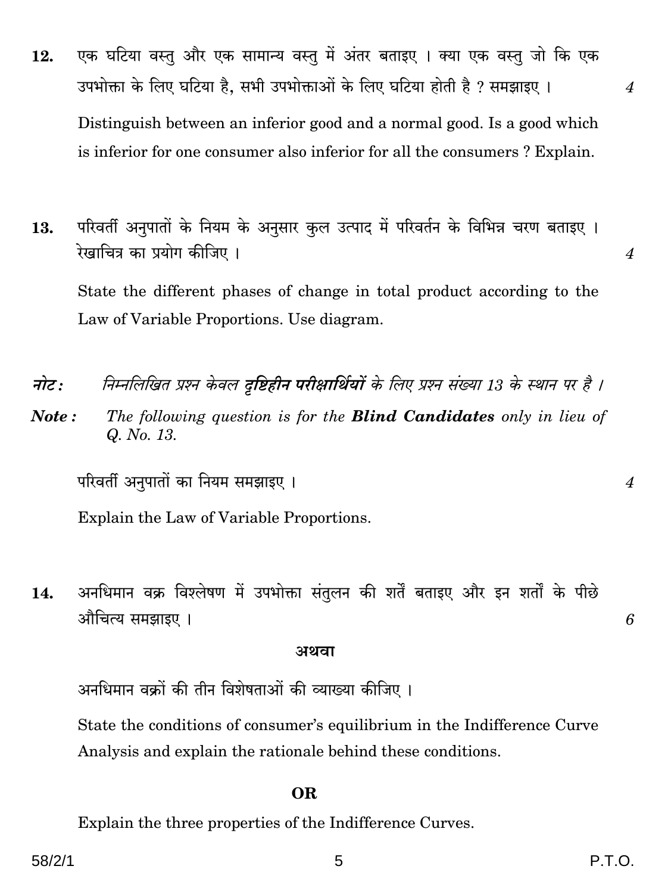12. एक घटिया वस्तु और एक सामान्य वस्तु में अंतर बताइए । क्या एक वस्तु जो कि एक उपभोक्ता के लिए घटिया है, सभी उपभोक्ताओं के लिए घटिया होती है ? समझाइए । *4*

Distinguish between an inferior good and a normal good. Is a good which is inferior for one consumer also inferior for all the consumers ? Explain.

13. परिवर्ती अनुपातों के नियम के अनुसार कुल उत्पाद में परिवर्तन के विभिन्न चरण बताइए । रेखाचित्र का प्रयोग कीजिए । *4*

State the different phases of change in total product according to the Law of Variable Proportions. Use diagram.

***नोट :*** *निम्नलिखित प्रश्न केवल **दृष्टिहीन परीक्षार्थियों** के लिए प्रश्न संख्या 13 के स्थान पर है ।*

***Note :*** *The following question is for the **Blind Candidates** only in lieu of Q. No. 13.*

परिवर्ती अनुपातों का नियम समझाइए । *4*

Explain the Law of Variable Proportions.

14. अनधिमान वक्र विश्लेषण में उपभोक्ता संतुलन की शर्तें बताइए और इन शर्तों के पीछे औचित्य समझाइए । *6*

**अथवा**

अनधिमान वक्रों की तीन विशेषताओं की व्याख्या कीजिए ।

State the conditions of consumer's equilibrium in the Indifference Curve Analysis and explain the rationale behind these conditions.

**OR**

Explain the three properties of the Indifference Curves.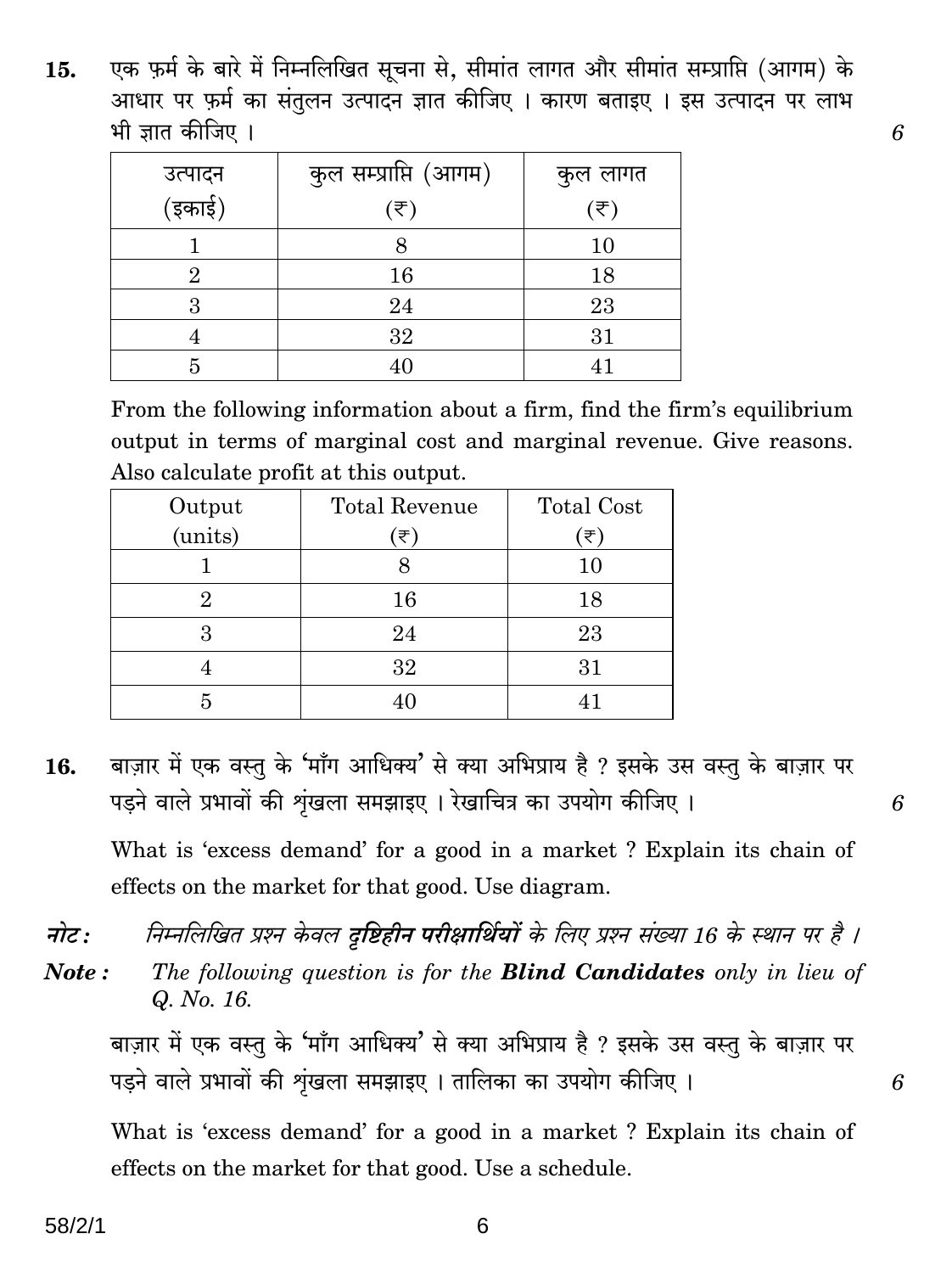**15.** एक फ़र्म के बारे में निम्नलिखित सूचना से, सीमांत लागत और सीमांत सम्प्राप्ति (आगम) के आधार पर फ़र्म का संतुलन उत्पादन ज्ञात कीजिए । कारण बताइए । इस उत्पादन पर लाभ भी ज्ञात कीजिए । *6*

| उत्पादन (इकाई) | कुल सम्प्राप्ति (आगम) (₹) | कुल लागत (₹) |
|---|---|---|
| 1 | 8 | 10 |
| 2 | 16 | 18 |
| 3 | 24 | 23 |
| 4 | 32 | 31 |
| 5 | 40 | 41 |

From the following information about a firm, find the firm's equilibrium output in terms of marginal cost and marginal revenue. Give reasons. Also calculate profit at this output.

| Output (units) | Total Revenue (₹) | Total Cost (₹) |
|---|---|---|
| 1 | 8 | 10 |
| 2 | 16 | 18 |
| 3 | 24 | 23 |
| 4 | 32 | 31 |
| 5 | 40 | 41 |

**16.** बाज़ार में एक वस्तु के 'माँग आधिक्य' से क्या अभिप्राय है ? इसके उस वस्तु के बाज़ार पर पड़ने वाले प्रभावों की शृंखला समझाइए । रेखाचित्र का उपयोग कीजिए । *6*

What is 'excess demand' for a good in a market ? Explain its chain of effects on the market for that good. Use diagram.

***नोट :*** *निम्नलिखित प्रश्न केवल* ***दृष्टिहीन परीक्षार्थियों*** *के लिए प्रश्न संख्या 16 के स्थान पर है ।*

***Note :*** *The following question is for the* ***Blind Candidates*** *only in lieu of Q. No. 16.*

बाज़ार में एक वस्तु के 'माँग आधिक्य' से क्या अभिप्राय है ? इसके उस वस्तु के बाज़ार पर पड़ने वाले प्रभावों की शृंखला समझाइए । तालिका का उपयोग कीजिए । *6*

What is 'excess demand' for a good in a market ? Explain its chain of effects on the market for that good. Use a schedule.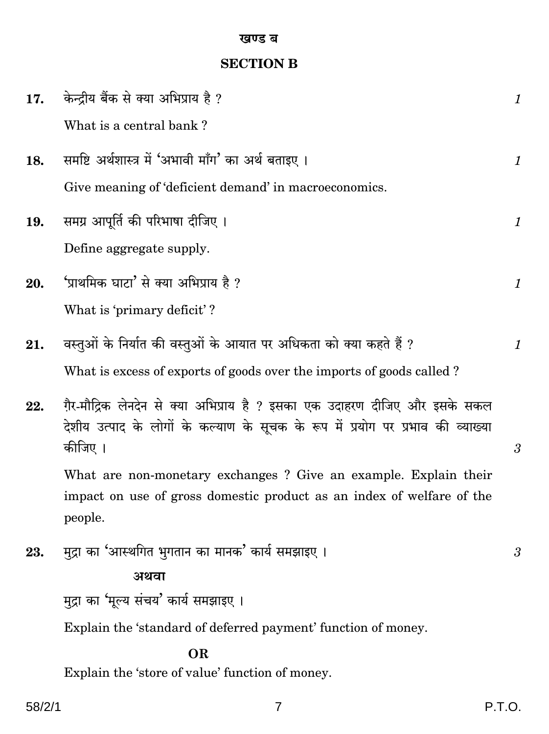## खण्ड ब

## SECTION B

**17.** केन्द्रीय बैंक से क्या अभिप्राय है ? *1*

What is a central bank ?

**18.** समष्टि अर्थशास्त्र में 'अभावी माँग' का अर्थ बताइए । *1*

Give meaning of 'deficient demand' in macroeconomics.

**19.** समग्र आपूर्ति की परिभाषा दीजिए । *1*

Define aggregate supply.

**20.** 'प्राथमिक घाटा' से क्या अभिप्राय है ? *1*

What is 'primary deficit' ?

**21.** वस्तुओं के निर्यात की वस्तुओं के आयात पर अधिकता को क्या कहते हैं ? *1*

What is excess of exports of goods over the imports of goods called ?

**22.** ग़ैर-मौद्रिक लेनदेन से क्या अभिप्राय है ? इसका एक उदाहरण दीजिए और इसके सकल देशीय उत्पाद के लोगों के कल्याण के सूचक के रूप में प्रयोग पर प्रभाव की व्याख्या कीजिए । *3*

What are non-monetary exchanges ? Give an example. Explain their impact on use of gross domestic product as an index of welfare of the people.

**23.** मुद्रा का 'आस्थगित भुगतान का मानक' कार्य समझाइए । *3*

**अथवा**

मुद्रा का 'मूल्य संचय' कार्य समझाइए ।

Explain the 'standard of deferred payment' function of money.

**OR**

Explain the 'store of value' function of money.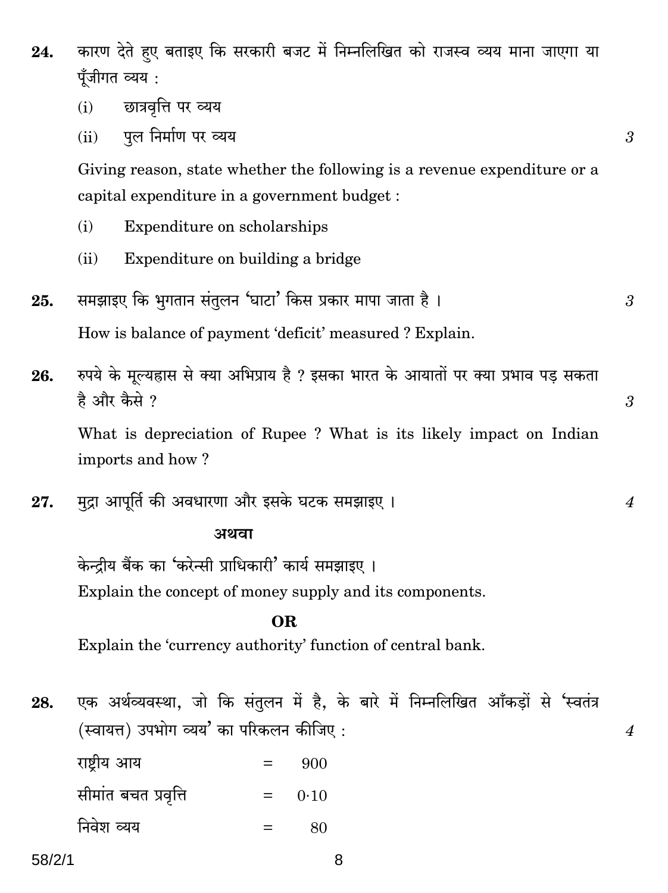24. कारण देते हुए बताइए कि सरकारी बजट में निम्नलिखित को राजस्व व्यय माना जाएगा या पूँजीगत व्यय :

 (i) छात्रवृत्ति पर व्यय

 (ii) पुल निर्माण पर व्यय 3

 Giving reason, state whether the following is a revenue expenditure or a capital expenditure in a government budget :

 (i) Expenditure on scholarships

 (ii) Expenditure on building a bridge

25. समझाइए कि भुगतान संतुलन 'घाटा' किस प्रकार मापा जाता है । 3

 How is balance of payment 'deficit' measured ? Explain.

26. रुपये के मूल्यह्रास से क्या अभिप्राय है ? इसका भारत के आयातों पर क्या प्रभाव पड़ सकता है और कैसे ? 3

 What is depreciation of Rupee ? What is its likely impact on Indian imports and how ?

27. मुद्रा आपूर्ति की अवधारणा और इसके घटक समझाइए । 4

 **अथवा**

 केन्द्रीय बैंक का 'करेन्सी प्राधिकारी' कार्य समझाइए ।

 Explain the concept of money supply and its components.

 **OR**

 Explain the 'currency authority' function of central bank.

28. एक अर्थव्यवस्था, जो कि संतुलन में है, के बारे में निम्नलिखित आँकड़ों से 'स्वतंत्र (स्वायत्त) उपभोग व्यय' का परिकलन कीजिए : 4

 | | | |
 |---|---|---|
 | राष्ट्रीय आय | = | 900 |
 | सीमांत बचत प्रवृत्ति | = | 0·10 |
 | निवेश व्यय | = | 80 |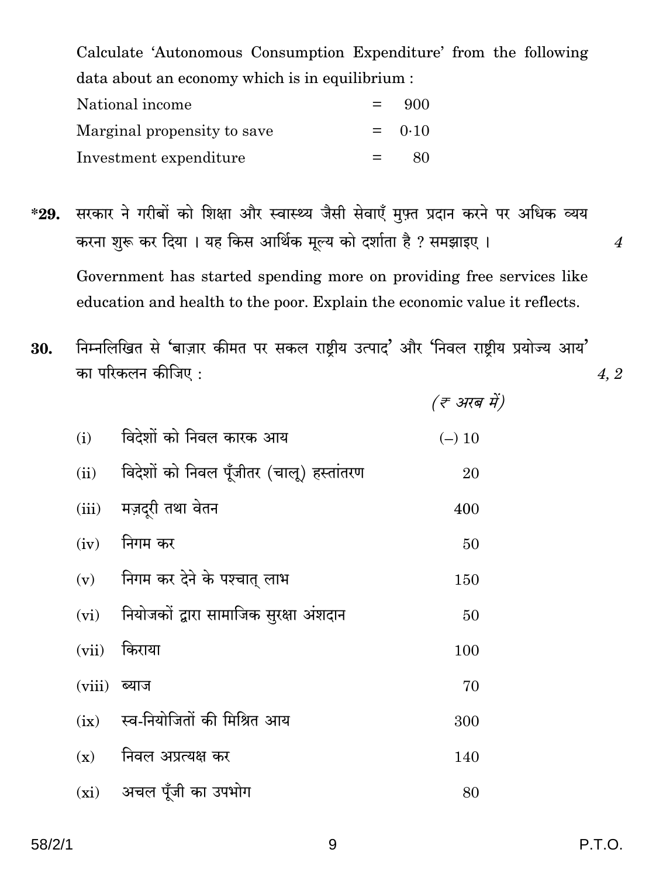Calculate 'Autonomous Consumption Expenditure' from the following data about an economy which is in equilibrium :

| | | |
|---|---|---|
| National income | = | 900 |
| Marginal propensity to save | = | 0·10 |
| Investment expenditure | = | 80 |

**\*29.** सरकार ने गरीबों को शिक्षा और स्वास्थ्य जैसी सेवाएँ मुफ़्त प्रदान करने पर अधिक व्यय करना शुरू कर दिया । यह किस आर्थिक मूल्य को दर्शाता है ? समझाइए । *4*

Government has started spending more on providing free services like education and health to the poor. Explain the economic value it reflects.

**30.** निम्नलिखित से 'बाज़ार कीमत पर सकल राष्ट्रीय उत्पाद' और 'निवल राष्ट्रीय प्रयोज्य आय' का परिकलन कीजिए : *4, 2*

| | | *(₹ अरब में)* |
|---|---|---|
| (i) | विदेशों को निवल कारक आय | (–) 10 |
| (ii) | विदेशों को निवल पूँजीतर (चालू) हस्तांतरण | 20 |
| (iii) | मज़दूरी तथा वेतन | 400 |
| (iv) | निगम कर | 50 |
| (v) | निगम कर देने के पश्चात् लाभ | 150 |
| (vi) | नियोजकों द्वारा सामाजिक सुरक्षा अंशदान | 50 |
| (vii) | किराया | 100 |
| (viii) | ब्याज | 70 |
| (ix) | स्व-नियोजितों की मिश्रित आय | 300 |
| (x) | निवल अप्रत्यक्ष कर | 140 |
| (xi) | अचल पूँजी का उपभोग | 80 |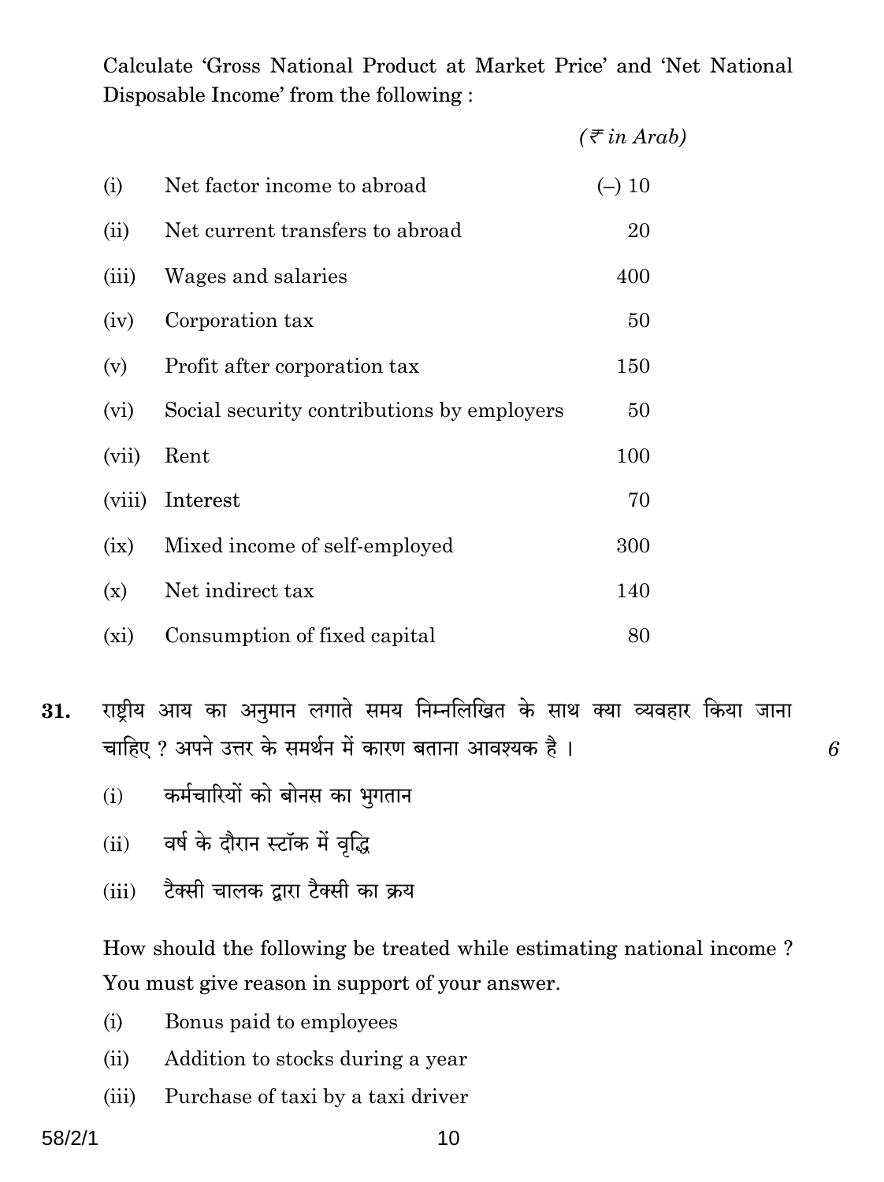Calculate 'Gross National Product at Market Price' and 'Net National Disposable Income' from the following :

| | | *(₹ in Arab)* |
|---|---|---|
| (i) | Net factor income to abroad | (–) 10 |
| (ii) | Net current transfers to abroad | 20 |
| (iii) | Wages and salaries | 400 |
| (iv) | Corporation tax | 50 |
| (v) | Profit after corporation tax | 150 |
| (vi) | Social security contributions by employers | 50 |
| (vii) | Rent | 100 |
| (viii) | Interest | 70 |
| (ix) | Mixed income of self-employed | 300 |
| (x) | Net indirect tax | 140 |
| (xi) | Consumption of fixed capital | 80 |

**31.** राष्ट्रीय आय का अनुमान लगाते समय निम्नलिखित के साथ क्या व्यवहार किया जाना चाहिए ? अपने उत्तर के समर्थन में कारण बताना आवश्यक है । *6*

(i) कर्मचारियों को बोनस का भुगतान

(ii) वर्ष के दौरान स्टॉक में वृद्धि

(iii) टैक्सी चालक द्वारा टैक्सी का क्रय

How should the following be treated while estimating national income ? You must give reason in support of your answer.

(i) Bonus paid to employees

(ii) Addition to stocks during a year

(iii) Purchase of taxi by a taxi driver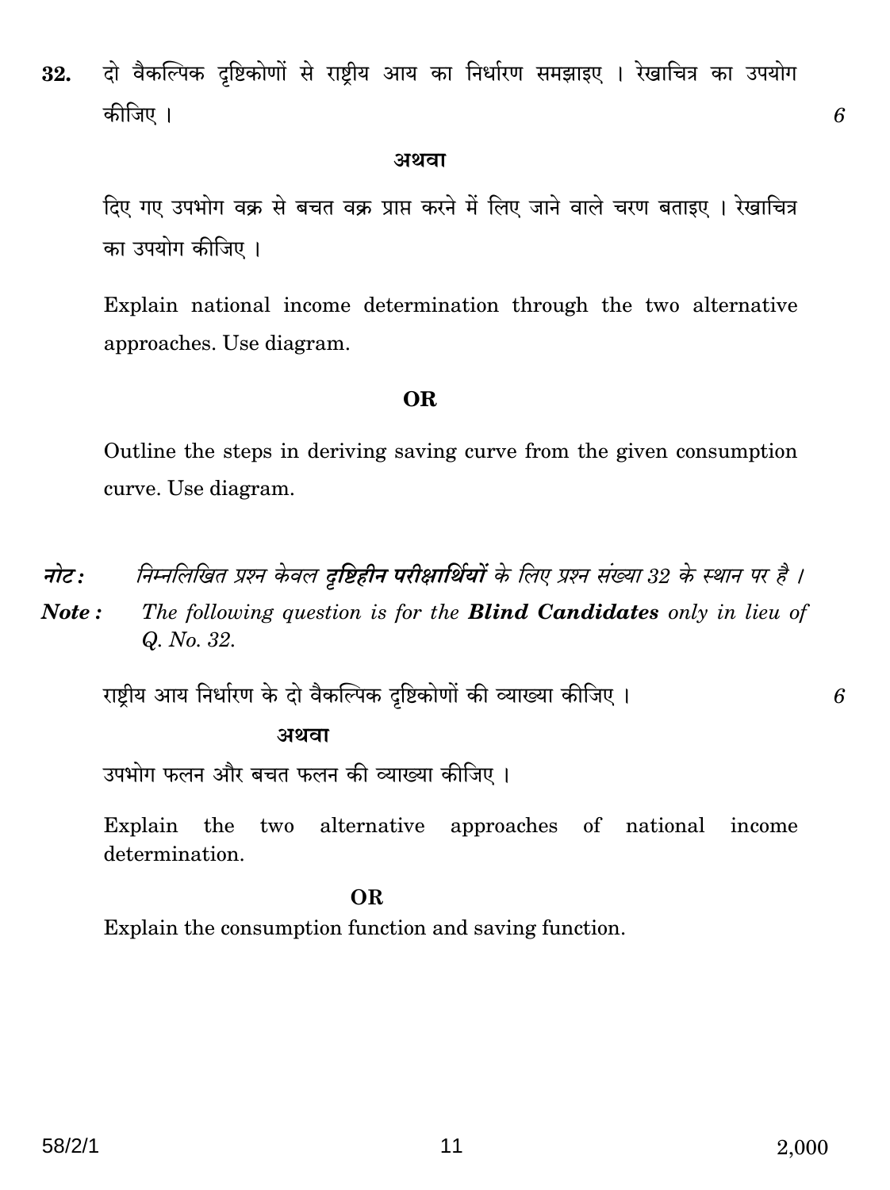32. दो वैकल्पिक दृष्टिकोणों से राष्ट्रीय आय का निर्धारण समझाइए । रेखाचित्र का उपयोग कीजिए । 6

**अथवा**

दिए गए उपभोग वक्र से बचत वक्र प्राप्त करने में लिए जाने वाले चरण बताइए । रेखाचित्र का उपयोग कीजिए ।

Explain national income determination through the two alternative approaches. Use diagram.

**OR**

Outline the steps in deriving saving curve from the given consumption curve. Use diagram.

***नोट :*** *निम्नलिखित प्रश्न केवल **दृष्टिहीन परीक्षार्थियों** के लिए प्रश्न संख्या 32 के स्थान पर है ।*

***Note :*** *The following question is for the **Blind Candidates** only in lieu of Q. No. 32.*

राष्ट्रीय आय निर्धारण के दो वैकल्पिक दृष्टिकोणों की व्याख्या कीजिए । 6

**अथवा**

उपभोग फलन और बचत फलन की व्याख्या कीजिए ।

Explain the two alternative approaches of national income determination.

**OR**

Explain the consumption function and saving function.

58/2/1 2,000